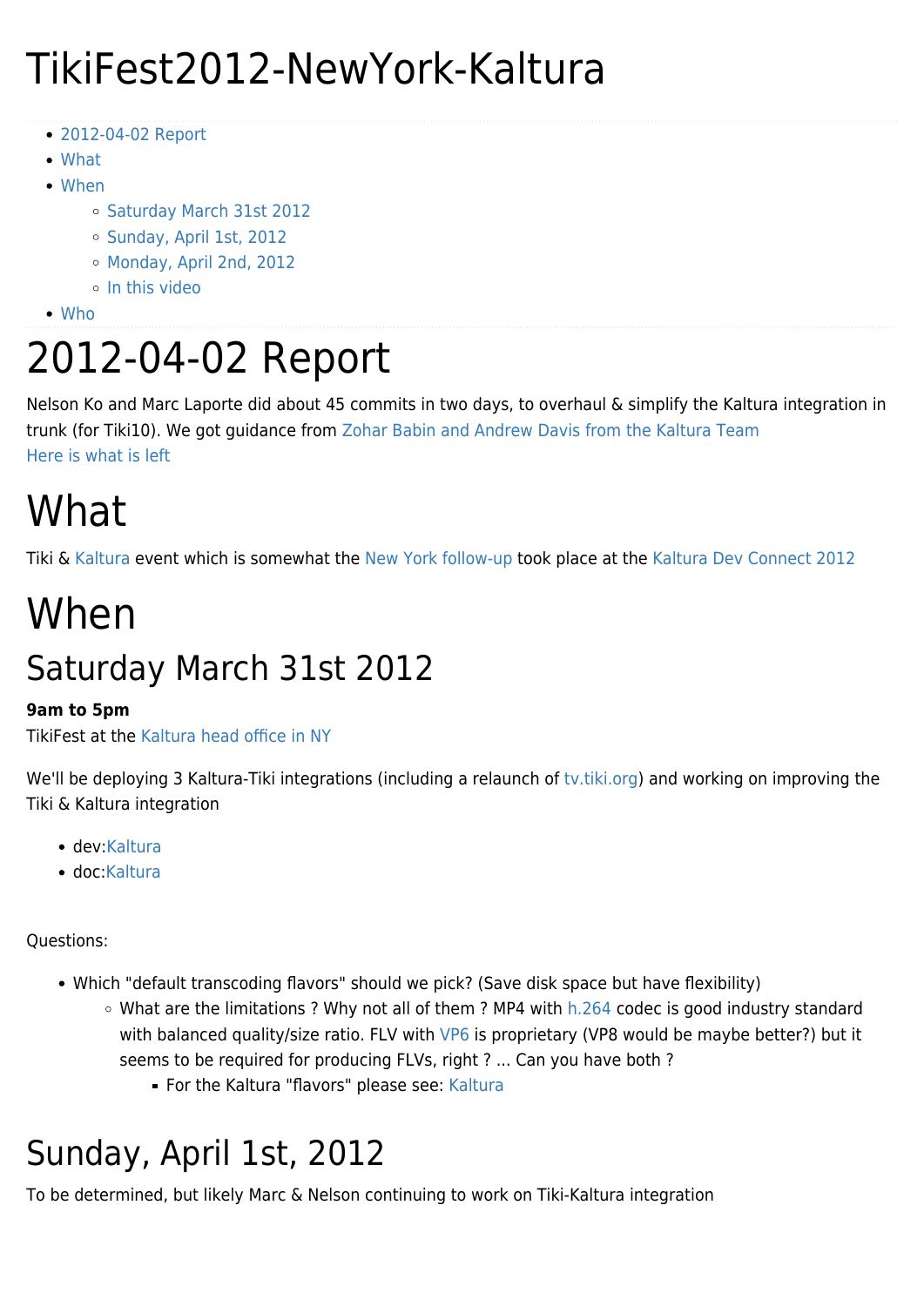# TikiFest2012-NewYork-Kaltura

- 2012-04-02 Report
- What
- When
  - Saturday March 31st 2012
  - Sunday, April 1st, 2012
  - Monday, April 2nd, 2012
  - In this video
- Who

# 2012-04-02 Report

Nelson Ko and Marc Laporte did about 45 commits in two days, to overhaul & simplify the Kaltura integration in trunk (for Tiki10). We got guidance from Zohar Babin and Andrew Davis from the Kaltura Team
Here is what is left

# What

Tiki & Kaltura event which is somewhat the New York follow-up took place at the Kaltura Dev Connect 2012

# When

## Saturday March 31st 2012

**9am to 5pm**
TikiFest at the Kaltura head office in NY

We'll be deploying 3 Kaltura-Tiki integrations (including a relaunch of tv.tiki.org) and working on improving the Tiki & Kaltura integration

- dev:Kaltura
- doc:Kaltura

Questions:

- Which "default transcoding flavors" should we pick? (Save disk space but have flexibility)
  - What are the limitations ? Why not all of them ? MP4 with h.264 codec is good industry standard with balanced quality/size ratio. FLV with VP6 is proprietary (VP8 would be maybe better?) but it seems to be required for producing FLVs, right ? ... Can you have both ?
    - For the Kaltura "flavors" please see: Kaltura

## Sunday, April 1st, 2012

To be determined, but likely Marc & Nelson continuing to work on Tiki-Kaltura integration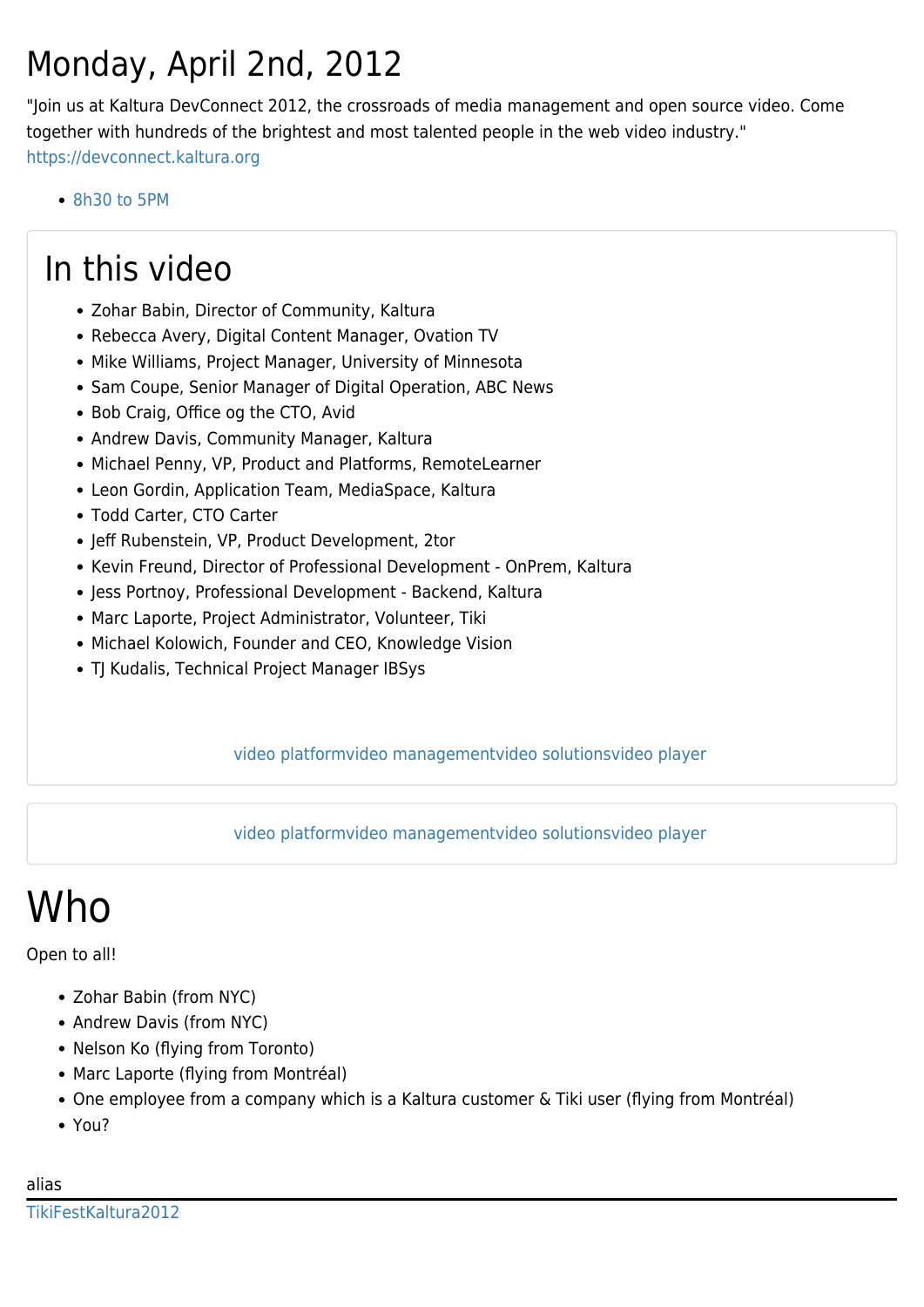# Monday, April 2nd, 2012

"Join us at Kaltura DevConnect 2012, the crossroads of media management and open source video. Come together with hundreds of the brightest and most talented people in the web video industry."
https://devconnect.kaltura.org

- 8h30 to 5PM

## In this video

- Zohar Babin, Director of Community, Kaltura
- Rebecca Avery, Digital Content Manager, Ovation TV
- Mike Williams, Project Manager, University of Minnesota
- Sam Coupe, Senior Manager of Digital Operation, ABC News
- Bob Craig, Office og the CTO, Avid
- Andrew Davis, Community Manager, Kaltura
- Michael Penny, VP, Product and Platforms, RemoteLearner
- Leon Gordin, Application Team, MediaSpace, Kaltura
- Todd Carter, CTO Carter
- Jeff Rubenstein, VP, Product Development, 2tor
- Kevin Freund, Director of Professional Development - OnPrem, Kaltura
- Jess Portnoy, Professional Development - Backend, Kaltura
- Marc Laporte, Project Administrator, Volunteer, Tiki
- Michael Kolowich, Founder and CEO, Knowledge Vision
- TJ Kudalis, Technical Project Manager IBSys

video platformvideo managementvideo solutionsvideo player

video platformvideo managementvideo solutionsvideo player

# Who

Open to all!

- Zohar Babin (from NYC)
- Andrew Davis (from NYC)
- Nelson Ko (flying from Toronto)
- Marc Laporte (flying from Montréal)
- One employee from a company which is a Kaltura customer & Tiki user (flying from Montréal)
- You?

alias

TikiFestKaltura2012